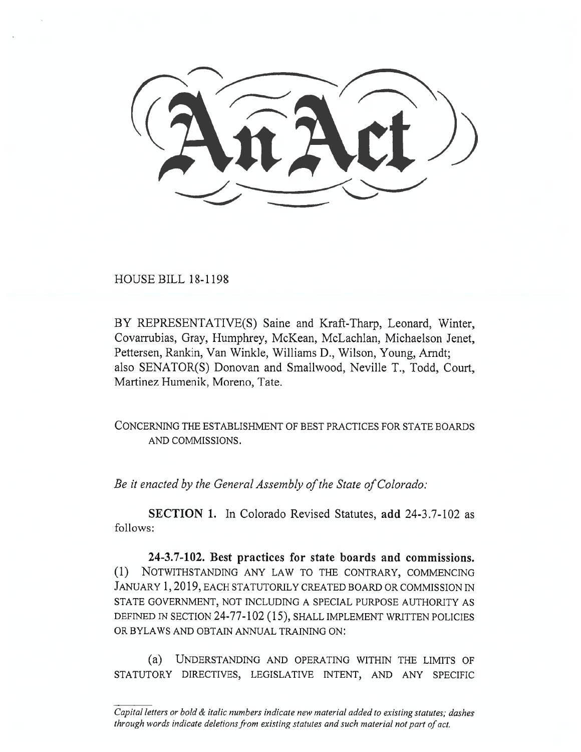# An Act

HOUSE BILL 18-1198

BY REPRESENTATIVE(S) Saine and Kraft-Tharp, Leonard, Winter, Covarrubias, Gray, Humphrey, McKean, McLachlan, Michaelson Jenet, Pettersen, Rankin, Van Winkle, Williams D., Wilson, Young, Arndt; also SENATOR(S) Donovan and Smallwood, Neville T., Todd, Court, Martinez Humenik, Moreno, Tate.

CONCERNING THE ESTABLISHMENT OF BEST PRACTICES FOR STATE BOARDS AND COMMISSIONS.

*Be it enacted by the General Assembly of the State of Colorado:*

**SECTION 1.** In Colorado Revised Statutes, **add** 24-3.7-102 as follows:

**24-3.7-102. Best practices for state boards and commissions.** (1) NOTWITHSTANDING ANY LAW TO THE CONTRARY, COMMENCING JANUARY 1, 2019, EACH STATUTORILY CREATED BOARD OR COMMISSION IN STATE GOVERNMENT, NOT INCLUDING A SPECIAL PURPOSE AUTHORITY AS DEFINED IN SECTION 24-77-102 (15), SHALL IMPLEMENT WRITTEN POLICIES OR BYLAWS AND OBTAIN ANNUAL TRAINING ON:

(a) UNDERSTANDING AND OPERATING WITHIN THE LIMITS OF STATUTORY DIRECTIVES, LEGISLATIVE INTENT, AND ANY SPECIFIC

*Capital letters or bold & italic numbers indicate new material added to existing statutes; dashes through words indicate deletions from existing statutes and such material not part of act.*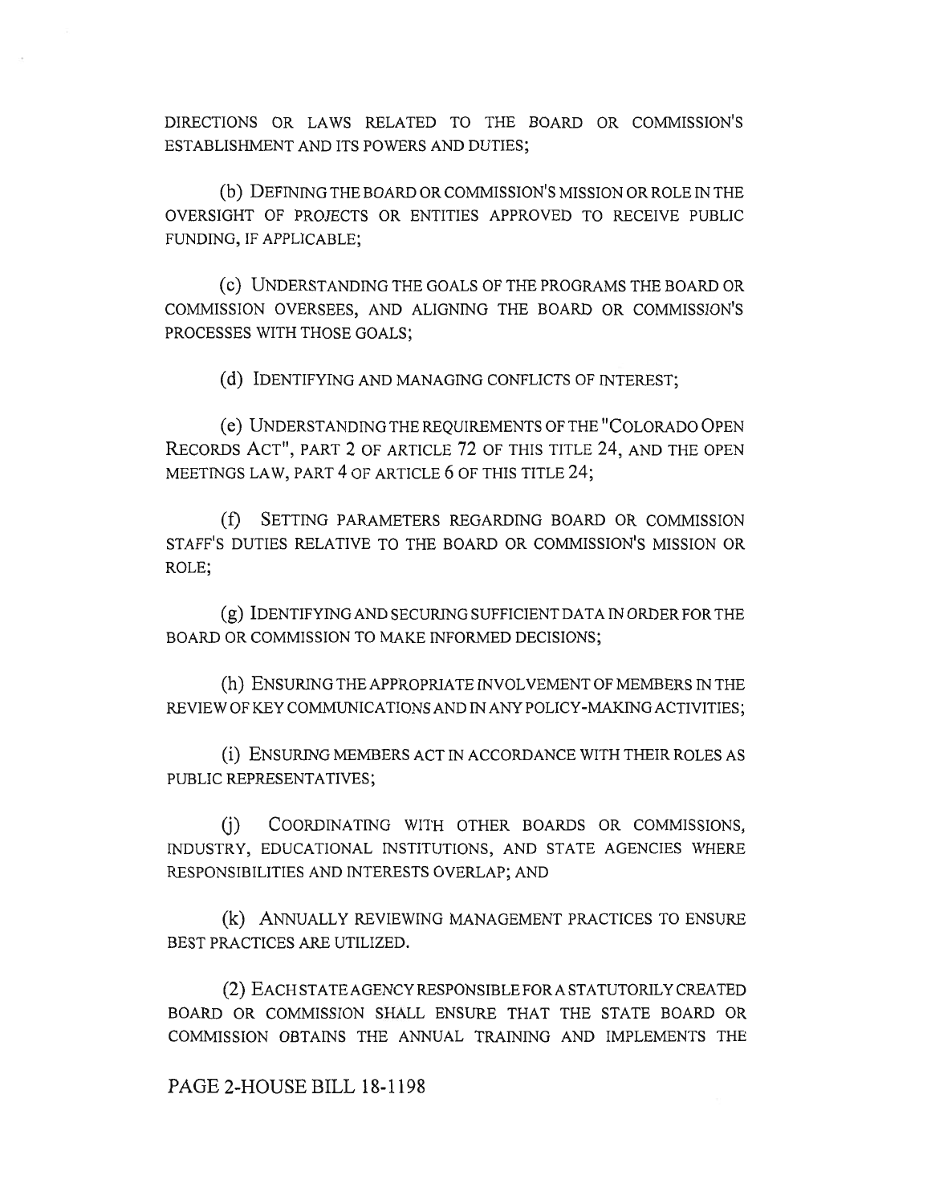DIRECTIONS OR LAWS RELATED TO THE BOARD OR COMMISSION'S ESTABLISHMENT AND ITS POWERS AND DUTIES;

(b) DEFINING THE BOARD OR COMMISSION'S MISSION OR ROLE IN THE OVERSIGHT OF PROJECTS OR ENTITIES APPROVED TO RECEIVE PUBLIC FUNDING, IF APPLICABLE;

(c) UNDERSTANDING THE GOALS OF THE PROGRAMS THE BOARD OR COMMISSION OVERSEES, AND ALIGNING THE BOARD OR COMMISSION'S PROCESSES WITH THOSE GOALS;

(d) IDENTIFYING AND MANAGING CONFLICTS OF INTEREST;

(e) UNDERSTANDING THE REQUIREMENTS OF THE "COLORADO OPEN RECORDS ACT", PART 2 OF ARTICLE 72 OF THIS TITLE 24, AND THE OPEN MEETINGS LAW, PART 4 OF ARTICLE 6 OF THIS TITLE 24;

(f) SETTING PARAMETERS REGARDING BOARD OR COMMISSION STAFF'S DUTIES RELATIVE TO THE BOARD OR COMMISSION'S MISSION OR ROLE;

(g) IDENTIFYING AND SECURING SUFFICIENT DATA IN ORDER FOR THE BOARD OR COMMISSION TO MAKE INFORMED DECISIONS;

(h) ENSURING THE APPROPRIATE INVOLVEMENT OF MEMBERS IN THE REVIEW OF KEY COMMUNICATIONS AND IN ANY POLICY-MAKING ACTIVITIES;

(i) ENSURING MEMBERS ACT IN ACCORDANCE WITH THEIR ROLES AS PUBLIC REPRESENTATIVES;

(j) COORDINATING WITH OTHER BOARDS OR COMMISSIONS, INDUSTRY, EDUCATIONAL INSTITUTIONS, AND STATE AGENCIES WHERE RESPONSIBILITIES AND INTERESTS OVERLAP; AND

(k) ANNUALLY REVIEWING MANAGEMENT PRACTICES TO ENSURE BEST PRACTICES ARE UTILIZED.

(2) EACH STATE AGENCY RESPONSIBLE FOR A STATUTORILY CREATED BOARD OR COMMISSION SHALL ENSURE THAT THE STATE BOARD OR COMMISSION OBTAINS THE ANNUAL TRAINING AND IMPLEMENTS THE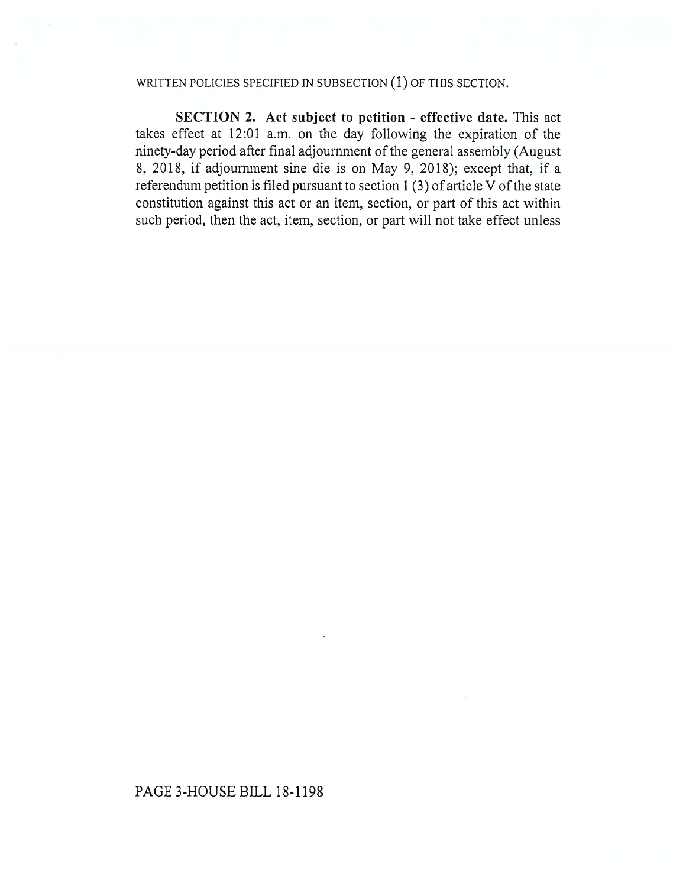WRITTEN POLICIES SPECIFIED IN SUBSECTION (1) OF THIS SECTION.

**SECTION 2. Act subject to petition - effective date.** This act takes effect at 12:01 a.m. on the day following the expiration of the ninety-day period after final adjournment of the general assembly (August 8, 2018, if adjournment sine die is on May 9, 2018); except that, if a referendum petition is filed pursuant to section 1 (3) of article V of the state constitution against this act or an item, section, or part of this act within such period, then the act, item, section, or part will not take effect unless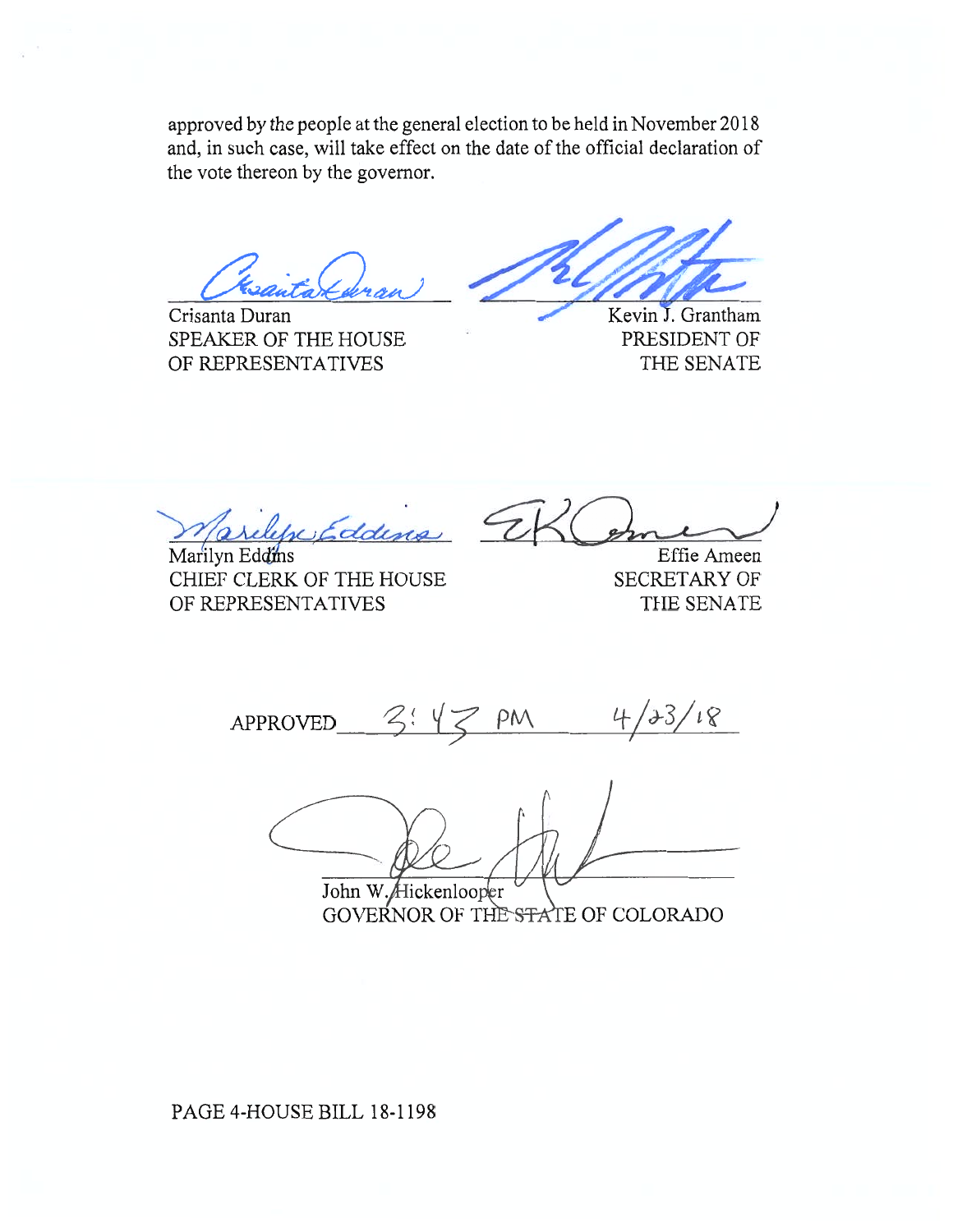approved by the people at the general election to be held in November 2018 and, in such case, will take effect on the date of the official declaration of the vote thereon by the governor.

Crisanta Duran
SPEAKER OF THE HOUSE
OF REPRESENTATIVES

Kevin J. Grantham
PRESIDENT OF
THE SENATE

Marilyn Eddins
CHIEF CLERK OF THE HOUSE
OF REPRESENTATIVES

Effie Ameen
SECRETARY OF
THE SENATE

APPROVED 3:43 PM 4/23/18

John W. Hickenlooper
GOVERNOR OF THE STATE OF COLORADO

PAGE 4-HOUSE BILL 18-1198